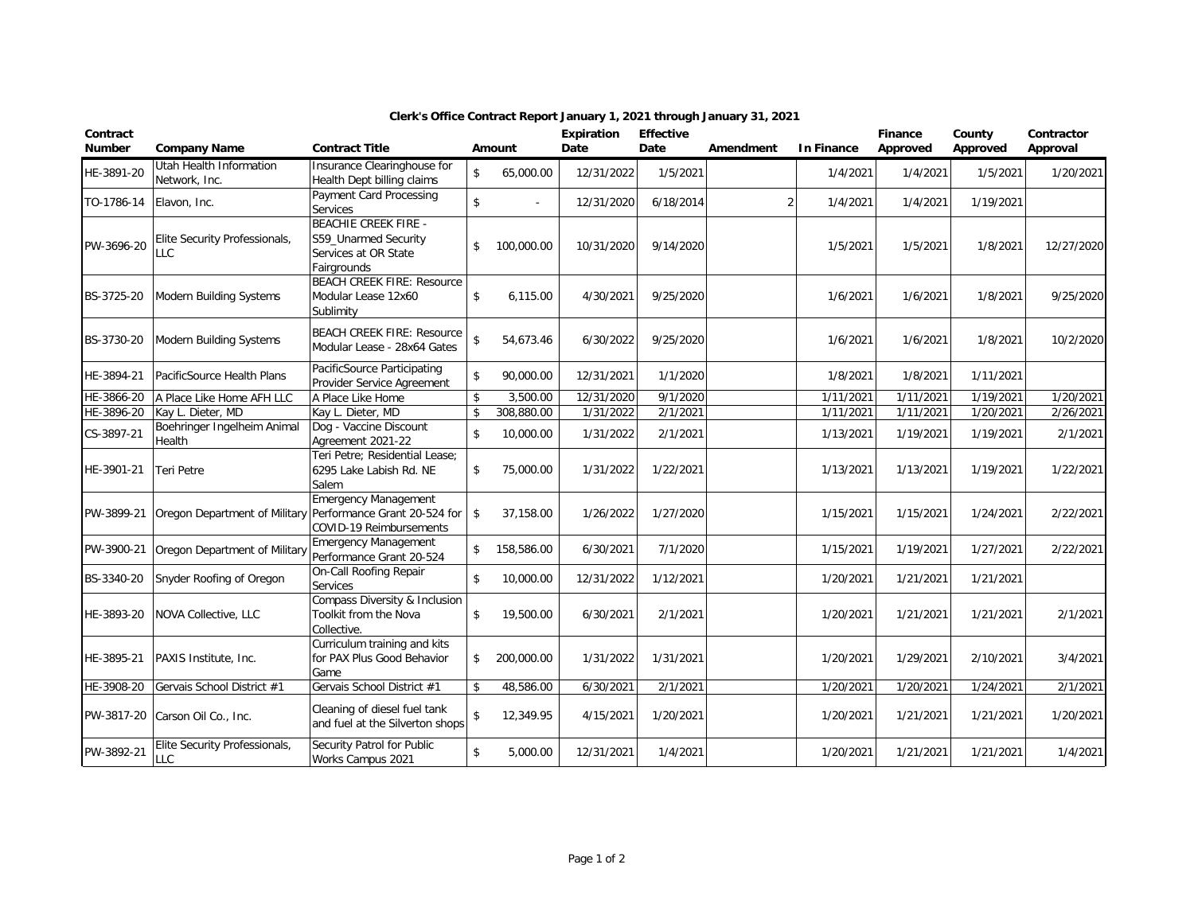**Clerk's Office Contract Report January 1, 2021 through January 31, 2021**

| Contract Number | Company Name | Contract Title | Amount | Expiration Date | Effective Date | Amendment | In Finance | Finance Approved | County Approved | Contractor Approval |
|---|---|---|---|---|---|---|---|---|---|---|
| HE-3891-20 | Utah Health Information Network, Inc. | Insurance Clearinghouse for Health Dept billing claims | $ 65,000.00 | 12/31/2022 | 1/5/2021 | | 1/4/2021 | 1/4/2021 | 1/5/2021 | 1/20/2021 |
| TO-1786-14 | Elavon, Inc. | Payment Card Processing Services | $ - | 12/31/2020 | 6/18/2014 | 2 | 1/4/2021 | 1/4/2021 | 1/19/2021 | |
| PW-3696-20 | Elite Security Professionals, LLC | BEACHIE CREEK FIRE - S59_Unarmed Security Services at OR State Fairgrounds | $ 100,000.00 | 10/31/2020 | 9/14/2020 | | 1/5/2021 | 1/5/2021 | 1/8/2021 | 12/27/2020 |
| BS-3725-20 | Modern Building Systems | BEACH CREEK FIRE: Resource Modular Lease 12x60 Sublimity | $ 6,115.00 | 4/30/2021 | 9/25/2020 | | 1/6/2021 | 1/6/2021 | 1/8/2021 | 9/25/2020 |
| BS-3730-20 | Modern Building Systems | BEACH CREEK FIRE: Resource Modular Lease - 28x64 Gates | $ 54,673.46 | 6/30/2022 | 9/25/2020 | | 1/6/2021 | 1/6/2021 | 1/8/2021 | 10/2/2020 |
| HE-3894-21 | PacificSource Health Plans | PacificSource Participating Provider Service Agreement | $ 90,000.00 | 12/31/2021 | 1/1/2020 | | 1/8/2021 | 1/8/2021 | 1/11/2021 | |
| HE-3866-20 | A Place Like Home AFH LLC | A Place Like Home | $ 3,500.00 | 12/31/2020 | 9/1/2020 | | 1/11/2021 | 1/11/2021 | 1/19/2021 | 1/20/2021 |
| HE-3896-20 | Kay L. Dieter, MD | Kay L. Dieter, MD | $ 308,880.00 | 1/31/2022 | 2/1/2021 | | 1/11/2021 | 1/11/2021 | 1/20/2021 | 2/26/2021 |
| CS-3897-21 | Boehringer Ingelheim Animal Health | Dog - Vaccine Discount Agreement 2021-22 | $ 10,000.00 | 1/31/2022 | 2/1/2021 | | 1/13/2021 | 1/19/2021 | 1/19/2021 | 2/1/2021 |
| HE-3901-21 | Teri Petre | Teri Petre; Residential Lease; 6295 Lake Labish Rd. NE Salem | $ 75,000.00 | 1/31/2022 | 1/22/2021 | | 1/13/2021 | 1/13/2021 | 1/19/2021 | 1/22/2021 |
| PW-3899-21 | Oregon Department of Military | Emergency Management Performance Grant 20-524 for COVID-19 Reimbursements | $ 37,158.00 | 1/26/2022 | 1/27/2020 | | 1/15/2021 | 1/15/2021 | 1/24/2021 | 2/22/2021 |
| PW-3900-21 | Oregon Department of Military | Emergency Management Performance Grant 20-524 | $ 158,586.00 | 6/30/2021 | 7/1/2020 | | 1/15/2021 | 1/19/2021 | 1/27/2021 | 2/22/2021 |
| BS-3340-20 | Snyder Roofing of Oregon | On-Call Roofing Repair Services | $ 10,000.00 | 12/31/2022 | 1/12/2021 | | 1/20/2021 | 1/21/2021 | 1/21/2021 | |
| HE-3893-20 | NOVA Collective, LLC | Compass Diversity & Inclusion Toolkit from the Nova Collective. | $ 19,500.00 | 6/30/2021 | 2/1/2021 | | 1/20/2021 | 1/21/2021 | 1/21/2021 | 2/1/2021 |
| HE-3895-21 | PAXIS Institute, Inc. | Curriculum training and kits for PAX Plus Good Behavior Game | $ 200,000.00 | 1/31/2022 | 1/31/2021 | | 1/20/2021 | 1/29/2021 | 2/10/2021 | 3/4/2021 |
| HE-3908-20 | Gervais School District #1 | Gervais School District #1 | $ 48,586.00 | 6/30/2021 | 2/1/2021 | | 1/20/2021 | 1/20/2021 | 1/24/2021 | 2/1/2021 |
| PW-3817-20 | Carson Oil Co., Inc. | Cleaning of diesel fuel tank and fuel at the Silverton shops | $ 12,349.95 | 4/15/2021 | 1/20/2021 | | 1/20/2021 | 1/21/2021 | 1/21/2021 | 1/20/2021 |
| PW-3892-21 | Elite Security Professionals, LLC | Security Patrol for Public Works Campus 2021 | $ 5,000.00 | 12/31/2021 | 1/4/2021 | | 1/20/2021 | 1/21/2021 | 1/21/2021 | 1/4/2021 |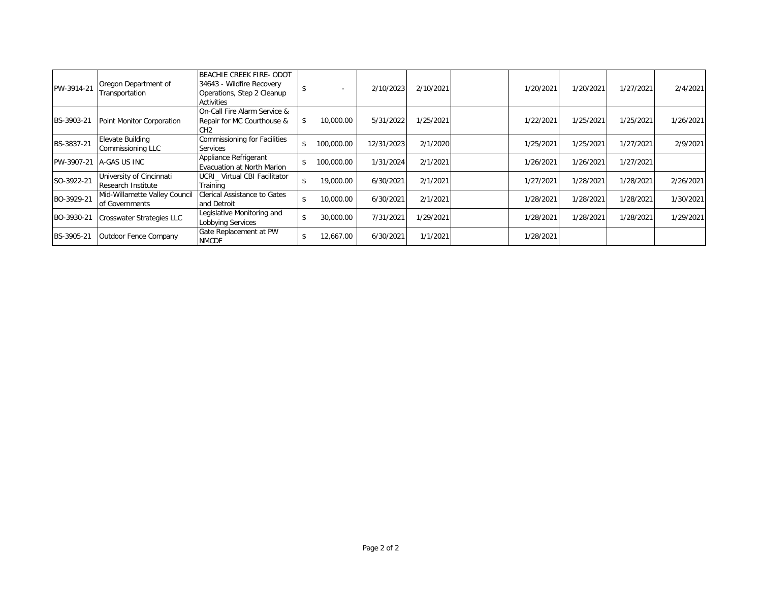| | | | | | | | | | | |
|---|---|---|---|---|---|---|---|---|---|---|
| PW-3914-21 | Oregon Department of Transportation | BEACHIE CREEK FIRE- ODOT 34643 - Wildfire Recovery Operations, Step 2 Cleanup Activities | $ - | 2/10/2023 | 2/10/2021 | | 1/20/2021 | 1/20/2021 | 1/27/2021 | 2/4/2021 |
| BS-3903-21 | Point Monitor Corporation | On-Call Fire Alarm Service & Repair for MC Courthouse & CH2 | $ 10,000.00 | 5/31/2022 | 1/25/2021 | | 1/22/2021 | 1/25/2021 | 1/25/2021 | 1/26/2021 |
| BS-3837-21 | Elevate Building Commissioning LLC | Commissioning for Facilities Services | $ 100,000.00 | 12/31/2023 | 2/1/2020 | | 1/25/2021 | 1/25/2021 | 1/27/2021 | 2/9/2021 |
| PW-3907-21 | A-GAS US INC | Appliance Refrigerant Evacuation at North Marion | $ 100,000.00 | 1/31/2024 | 2/1/2021 | | 1/26/2021 | 1/26/2021 | 1/27/2021 | |
| SO-3922-21 | University of Cincinnati Research Institute | UCRI_ Virtual CBI Facilitator Training | $ 19,000.00 | 6/30/2021 | 2/1/2021 | | 1/27/2021 | 1/28/2021 | 1/28/2021 | 2/26/2021 |
| BO-3929-21 | Mid-Willamette Valley Council of Governments | Clerical Assistance to Gates and Detroit | $ 10,000.00 | 6/30/2021 | 2/1/2021 | | 1/28/2021 | 1/28/2021 | 1/28/2021 | 1/30/2021 |
| BO-3930-21 | Crosswater Strategies LLC | Legislative Monitoring and Lobbying Services | $ 30,000.00 | 7/31/2021 | 1/29/2021 | | 1/28/2021 | 1/28/2021 | 1/28/2021 | 1/29/2021 |
| BS-3905-21 | Outdoor Fence Company | Gate Replacement at PW NMCDF | $ 12,667.00 | 6/30/2021 | 1/1/2021 | | 1/28/2021 | | | |